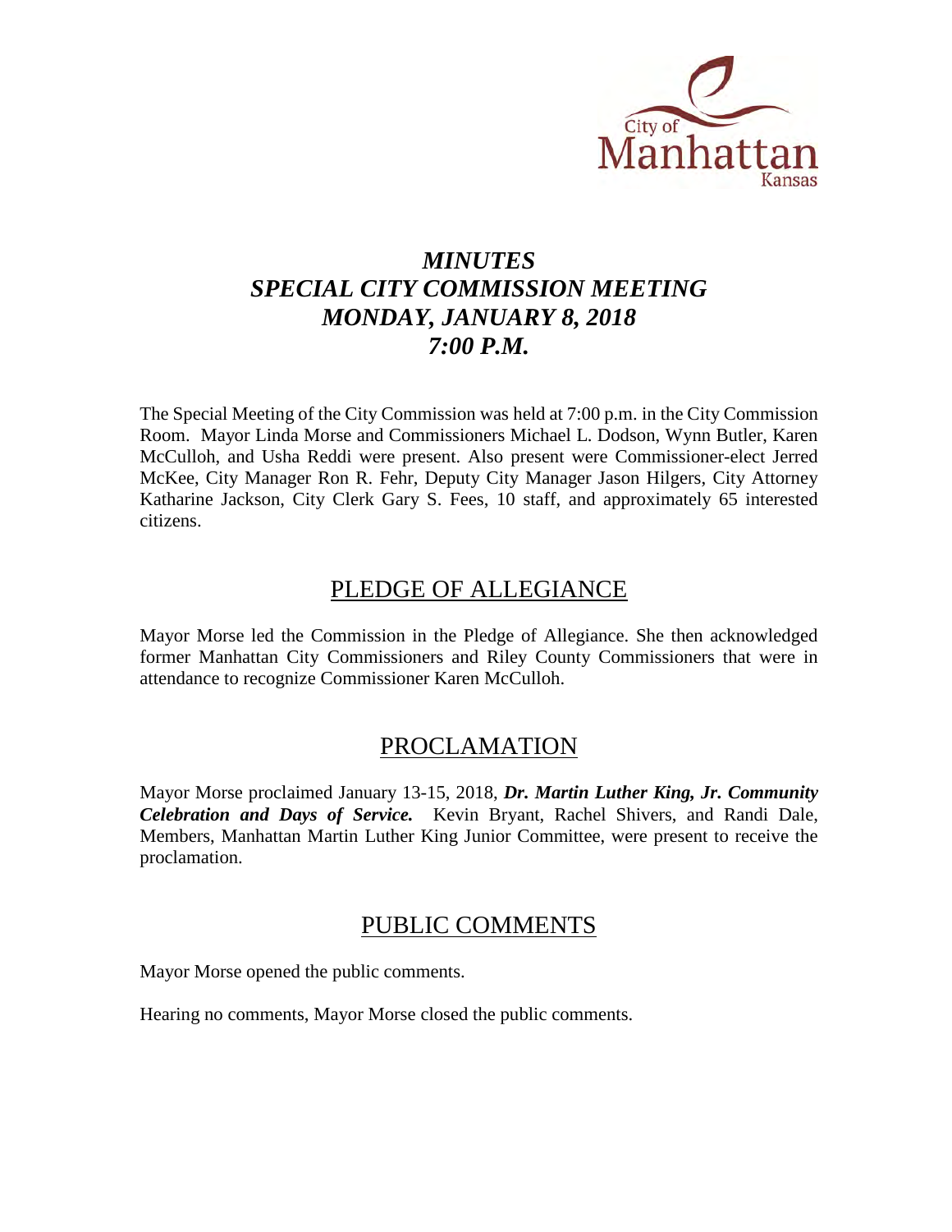City of Manhattan Kansas

# *MINUTES*
# *SPECIAL CITY COMMISSION MEETING*
# *MONDAY, JANUARY 8, 2018*
# *7:00 P.M.*

The Special Meeting of the City Commission was held at 7:00 p.m. in the City Commission Room. Mayor Linda Morse and Commissioners Michael L. Dodson, Wynn Butler, Karen McCulloh, and Usha Reddi were present. Also present were Commissioner-elect Jerred McKee, City Manager Ron R. Fehr, Deputy City Manager Jason Hilgers, City Attorney Katharine Jackson, City Clerk Gary S. Fees, 10 staff, and approximately 65 interested citizens.

## PLEDGE OF ALLEGIANCE

Mayor Morse led the Commission in the Pledge of Allegiance. She then acknowledged former Manhattan City Commissioners and Riley County Commissioners that were in attendance to recognize Commissioner Karen McCulloh.

## PROCLAMATION

Mayor Morse proclaimed January 13-15, 2018, ***Dr. Martin Luther King, Jr. Community Celebration and Days of Service.*** Kevin Bryant, Rachel Shivers, and Randi Dale, Members, Manhattan Martin Luther King Junior Committee, were present to receive the proclamation.

## PUBLIC COMMENTS

Mayor Morse opened the public comments.

Hearing no comments, Mayor Morse closed the public comments.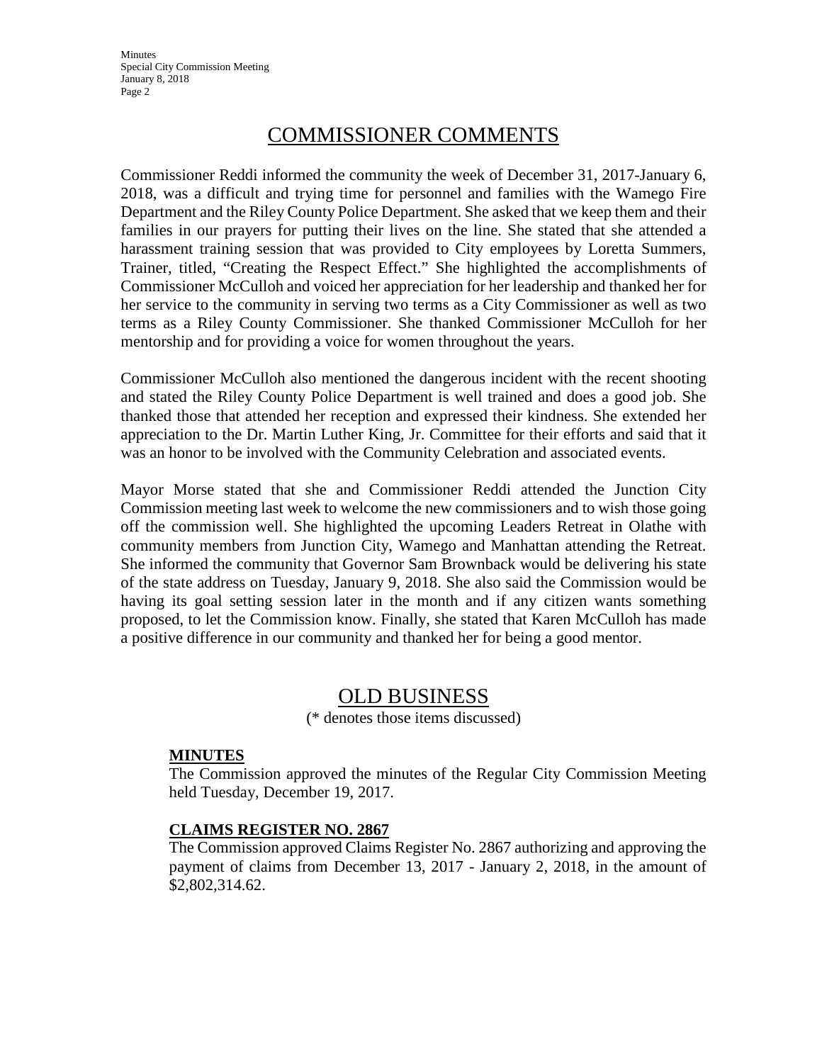## COMMISSIONER COMMENTS

Commissioner Reddi informed the community the week of December 31, 2017-January 6, 2018, was a difficult and trying time for personnel and families with the Wamego Fire Department and the Riley County Police Department. She asked that we keep them and their families in our prayers for putting their lives on the line. She stated that she attended a harassment training session that was provided to City employees by Loretta Summers, Trainer, titled, "Creating the Respect Effect." She highlighted the accomplishments of Commissioner McCulloh and voiced her appreciation for her leadership and thanked her for her service to the community in serving two terms as a City Commissioner as well as two terms as a Riley County Commissioner. She thanked Commissioner McCulloh for her mentorship and for providing a voice for women throughout the years.

Commissioner McCulloh also mentioned the dangerous incident with the recent shooting and stated the Riley County Police Department is well trained and does a good job. She thanked those that attended her reception and expressed their kindness. She extended her appreciation to the Dr. Martin Luther King, Jr. Committee for their efforts and said that it was an honor to be involved with the Community Celebration and associated events.

Mayor Morse stated that she and Commissioner Reddi attended the Junction City Commission meeting last week to welcome the new commissioners and to wish those going off the commission well. She highlighted the upcoming Leaders Retreat in Olathe with community members from Junction City, Wamego and Manhattan attending the Retreat. She informed the community that Governor Sam Brownback would be delivering his state of the state address on Tuesday, January 9, 2018. She also said the Commission would be having its goal setting session later in the month and if any citizen wants something proposed, to let the Commission know. Finally, she stated that Karen McCulloh has made a positive difference in our community and thanked her for being a good mentor.

## OLD BUSINESS

(* denotes those items discussed)

**MINUTES**

The Commission approved the minutes of the Regular City Commission Meeting held Tuesday, December 19, 2017.

**CLAIMS REGISTER NO. 2867**

The Commission approved Claims Register No. 2867 authorizing and approving the payment of claims from December 13, 2017 - January 2, 2018, in the amount of $2,802,314.62.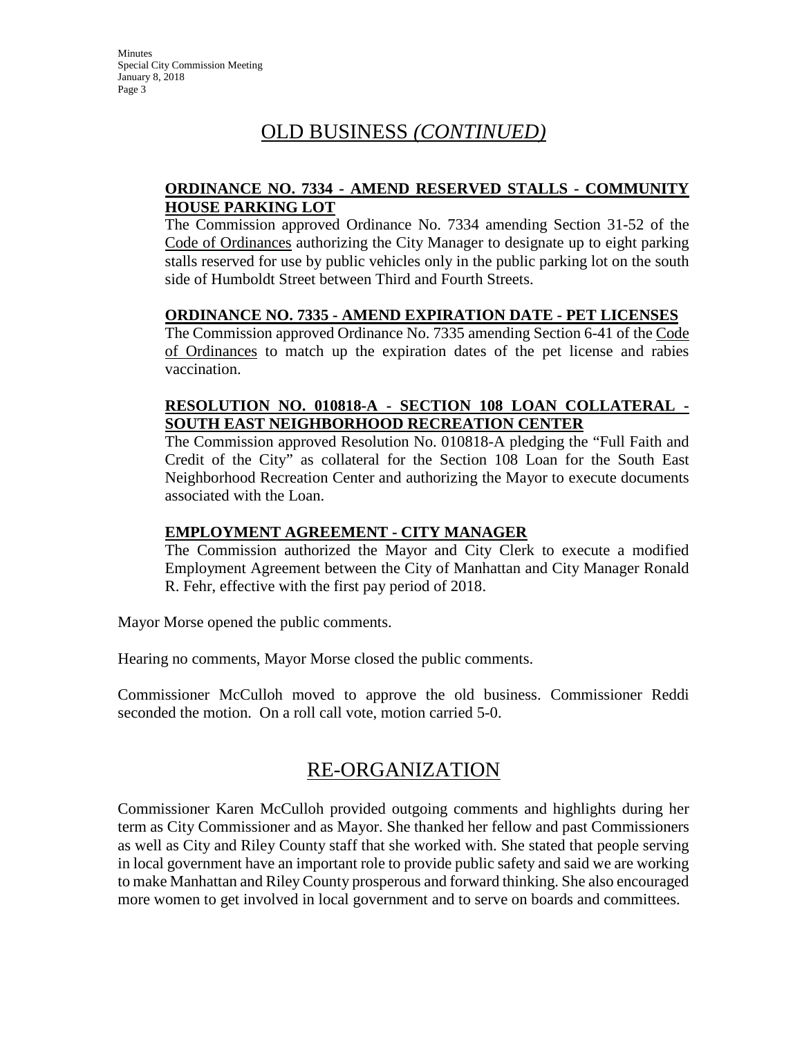## OLD BUSINESS *(CONTINUED)*

**ORDINANCE NO. 7334 - AMEND RESERVED STALLS - COMMUNITY HOUSE PARKING LOT**

The Commission approved Ordinance No. 7334 amending Section 31-52 of the Code of Ordinances authorizing the City Manager to designate up to eight parking stalls reserved for use by public vehicles only in the public parking lot on the south side of Humboldt Street between Third and Fourth Streets.

**ORDINANCE NO. 7335 - AMEND EXPIRATION DATE - PET LICENSES**

The Commission approved Ordinance No. 7335 amending Section 6-41 of the Code of Ordinances to match up the expiration dates of the pet license and rabies vaccination.

**RESOLUTION NO. 010818-A - SECTION 108 LOAN COLLATERAL - SOUTH EAST NEIGHBORHOOD RECREATION CENTER**

The Commission approved Resolution No. 010818-A pledging the "Full Faith and Credit of the City" as collateral for the Section 108 Loan for the South East Neighborhood Recreation Center and authorizing the Mayor to execute documents associated with the Loan.

**EMPLOYMENT AGREEMENT - CITY MANAGER**

The Commission authorized the Mayor and City Clerk to execute a modified Employment Agreement between the City of Manhattan and City Manager Ronald R. Fehr, effective with the first pay period of 2018.

Mayor Morse opened the public comments.

Hearing no comments, Mayor Morse closed the public comments.

Commissioner McCulloh moved to approve the old business. Commissioner Reddi seconded the motion. On a roll call vote, motion carried 5-0.

## RE-ORGANIZATION

Commissioner Karen McCulloh provided outgoing comments and highlights during her term as City Commissioner and as Mayor. She thanked her fellow and past Commissioners as well as City and Riley County staff that she worked with. She stated that people serving in local government have an important role to provide public safety and said we are working to make Manhattan and Riley County prosperous and forward thinking. She also encouraged more women to get involved in local government and to serve on boards and committees.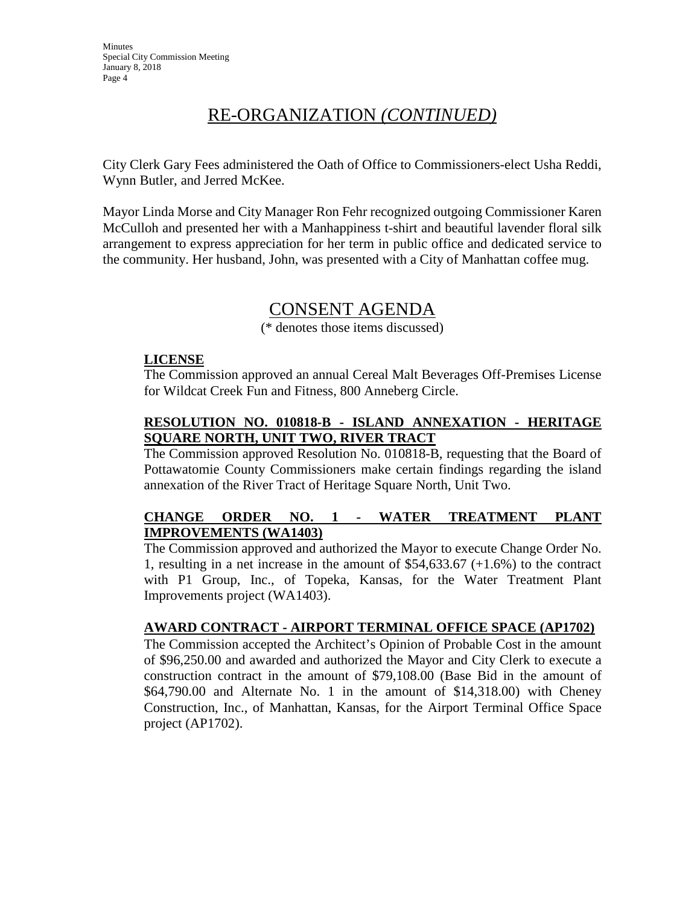## RE-ORGANIZATION *(CONTINUED)*

City Clerk Gary Fees administered the Oath of Office to Commissioners-elect Usha Reddi, Wynn Butler, and Jerred McKee.

Mayor Linda Morse and City Manager Ron Fehr recognized outgoing Commissioner Karen McCulloh and presented her with a Manhappiness t-shirt and beautiful lavender floral silk arrangement to express appreciation for her term in public office and dedicated service to the community. Her husband, John, was presented with a City of Manhattan coffee mug.

## CONSENT AGENDA

(* denotes those items discussed)

**LICENSE**

The Commission approved an annual Cereal Malt Beverages Off-Premises License for Wildcat Creek Fun and Fitness, 800 Anneberg Circle.

**RESOLUTION NO. 010818-B - ISLAND ANNEXATION - HERITAGE SQUARE NORTH, UNIT TWO, RIVER TRACT**

The Commission approved Resolution No. 010818-B, requesting that the Board of Pottawatomie County Commissioners make certain findings regarding the island annexation of the River Tract of Heritage Square North, Unit Two.

**CHANGE ORDER NO. 1 - WATER TREATMENT PLANT IMPROVEMENTS (WA1403)**

The Commission approved and authorized the Mayor to execute Change Order No. 1, resulting in a net increase in the amount of $54,633.67 (+1.6%) to the contract with P1 Group, Inc., of Topeka, Kansas, for the Water Treatment Plant Improvements project (WA1403).

**AWARD CONTRACT - AIRPORT TERMINAL OFFICE SPACE (AP1702)**

The Commission accepted the Architect's Opinion of Probable Cost in the amount of $96,250.00 and awarded and authorized the Mayor and City Clerk to execute a construction contract in the amount of $79,108.00 (Base Bid in the amount of $64,790.00 and Alternate No. 1 in the amount of $14,318.00) with Cheney Construction, Inc., of Manhattan, Kansas, for the Airport Terminal Office Space project (AP1702).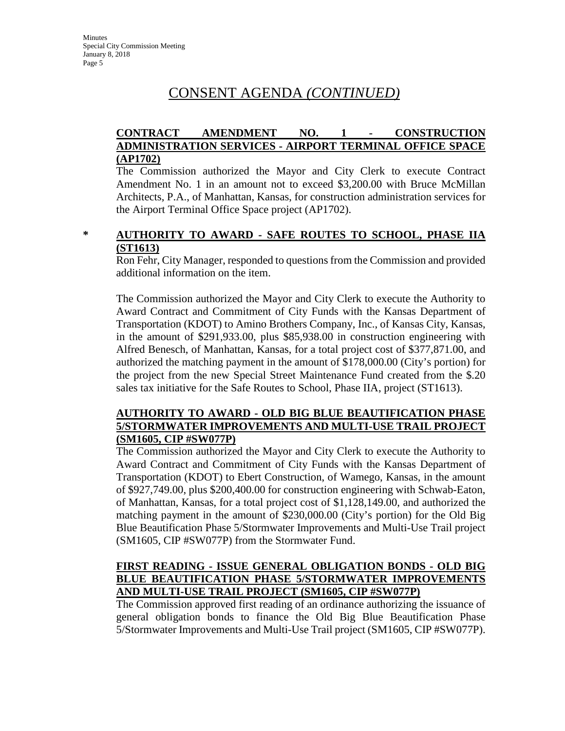# CONSENT AGENDA *(CONTINUED)*

**CONTRACT AMENDMENT NO. 1 - CONSTRUCTION ADMINISTRATION SERVICES - AIRPORT TERMINAL OFFICE SPACE (AP1702)**

The Commission authorized the Mayor and City Clerk to execute Contract Amendment No. 1 in an amount not to exceed $3,200.00 with Bruce McMillan Architects, P.A., of Manhattan, Kansas, for construction administration services for the Airport Terminal Office Space project (AP1702).

\* **AUTHORITY TO AWARD - SAFE ROUTES TO SCHOOL, PHASE IIA (ST1613)**

Ron Fehr, City Manager, responded to questions from the Commission and provided additional information on the item.

The Commission authorized the Mayor and City Clerk to execute the Authority to Award Contract and Commitment of City Funds with the Kansas Department of Transportation (KDOT) to Amino Brothers Company, Inc., of Kansas City, Kansas, in the amount of $291,933.00, plus $85,938.00 in construction engineering with Alfred Benesch, of Manhattan, Kansas, for a total project cost of $377,871.00, and authorized the matching payment in the amount of $178,000.00 (City's portion) for the project from the new Special Street Maintenance Fund created from the $.20 sales tax initiative for the Safe Routes to School, Phase IIA, project (ST1613).

**AUTHORITY TO AWARD - OLD BIG BLUE BEAUTIFICATION PHASE 5/STORMWATER IMPROVEMENTS AND MULTI-USE TRAIL PROJECT (SM1605, CIP #SW077P)**

The Commission authorized the Mayor and City Clerk to execute the Authority to Award Contract and Commitment of City Funds with the Kansas Department of Transportation (KDOT) to Ebert Construction, of Wamego, Kansas, in the amount of $927,749.00, plus $200,400.00 for construction engineering with Schwab-Eaton, of Manhattan, Kansas, for a total project cost of $1,128,149.00, and authorized the matching payment in the amount of $230,000.00 (City's portion) for the Old Big Blue Beautification Phase 5/Stormwater Improvements and Multi-Use Trail project (SM1605, CIP #SW077P) from the Stormwater Fund.

**FIRST READING - ISSUE GENERAL OBLIGATION BONDS - OLD BIG BLUE BEAUTIFICATION PHASE 5/STORMWATER IMPROVEMENTS AND MULTI-USE TRAIL PROJECT (SM1605, CIP #SW077P)**

The Commission approved first reading of an ordinance authorizing the issuance of general obligation bonds to finance the Old Big Blue Beautification Phase 5/Stormwater Improvements and Multi-Use Trail project (SM1605, CIP #SW077P).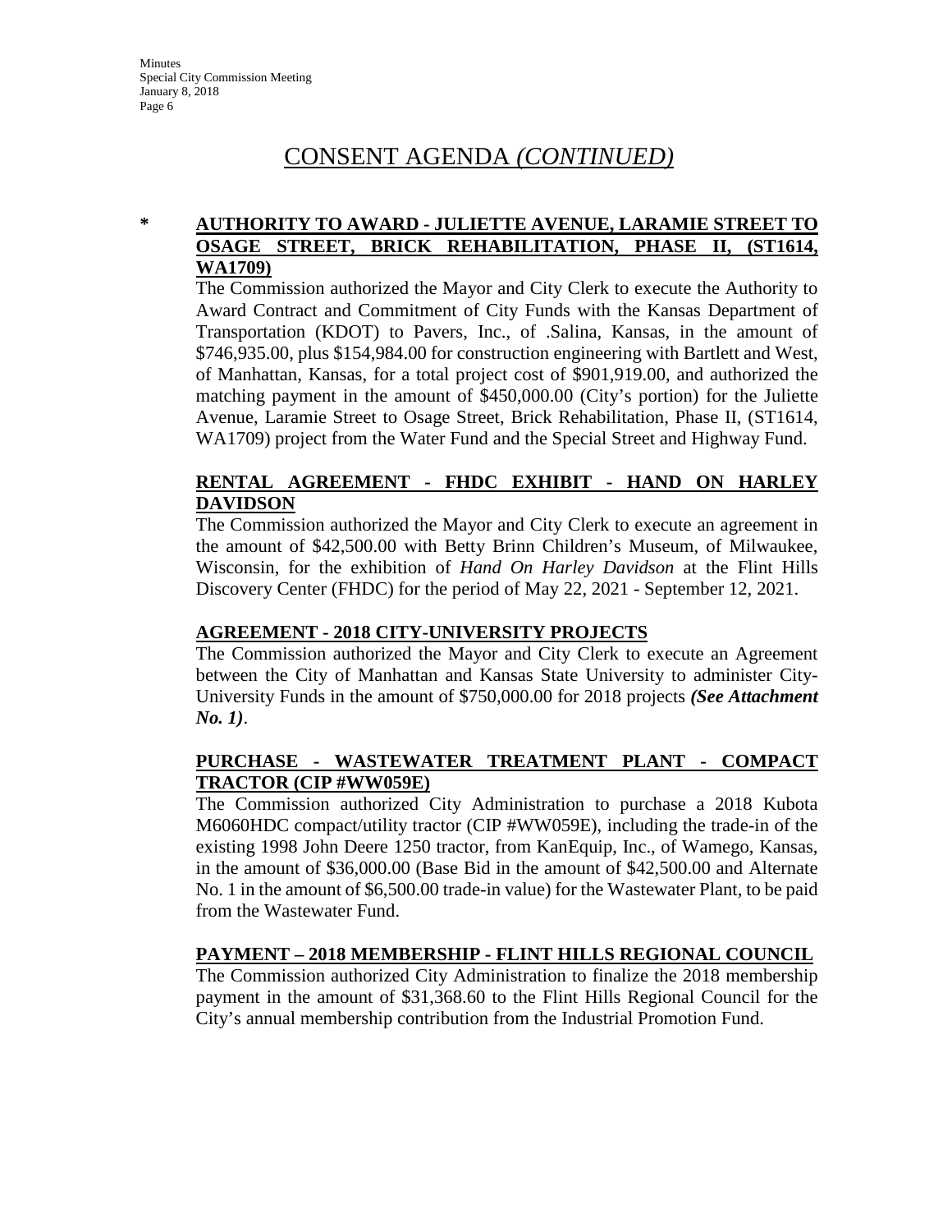# CONSENT AGENDA *(CONTINUED)*

\* **AUTHORITY TO AWARD - JULIETTE AVENUE, LARAMIE STREET TO OSAGE STREET, BRICK REHABILITATION, PHASE II, (ST1614, WA1709)**

The Commission authorized the Mayor and City Clerk to execute the Authority to Award Contract and Commitment of City Funds with the Kansas Department of Transportation (KDOT) to Pavers, Inc., of .Salina, Kansas, in the amount of $746,935.00, plus $154,984.00 for construction engineering with Bartlett and West, of Manhattan, Kansas, for a total project cost of $901,919.00, and authorized the matching payment in the amount of $450,000.00 (City's portion) for the Juliette Avenue, Laramie Street to Osage Street, Brick Rehabilitation, Phase II, (ST1614, WA1709) project from the Water Fund and the Special Street and Highway Fund.

**RENTAL AGREEMENT - FHDC EXHIBIT - HAND ON HARLEY DAVIDSON**

The Commission authorized the Mayor and City Clerk to execute an agreement in the amount of $42,500.00 with Betty Brinn Children's Museum, of Milwaukee, Wisconsin, for the exhibition of *Hand On Harley Davidson* at the Flint Hills Discovery Center (FHDC) for the period of May 22, 2021 - September 12, 2021.

**AGREEMENT - 2018 CITY-UNIVERSITY PROJECTS**

The Commission authorized the Mayor and City Clerk to execute an Agreement between the City of Manhattan and Kansas State University to administer City-University Funds in the amount of $750,000.00 for 2018 projects ***(See Attachment No. 1)***.

**PURCHASE - WASTEWATER TREATMENT PLANT - COMPACT TRACTOR (CIP #WW059E)**

The Commission authorized City Administration to purchase a 2018 Kubota M6060HDC compact/utility tractor (CIP #WW059E), including the trade-in of the existing 1998 John Deere 1250 tractor, from KanEquip, Inc., of Wamego, Kansas, in the amount of $36,000.00 (Base Bid in the amount of $42,500.00 and Alternate No. 1 in the amount of $6,500.00 trade-in value) for the Wastewater Plant, to be paid from the Wastewater Fund.

**PAYMENT – 2018 MEMBERSHIP - FLINT HILLS REGIONAL COUNCIL**

The Commission authorized City Administration to finalize the 2018 membership payment in the amount of $31,368.60 to the Flint Hills Regional Council for the City's annual membership contribution from the Industrial Promotion Fund.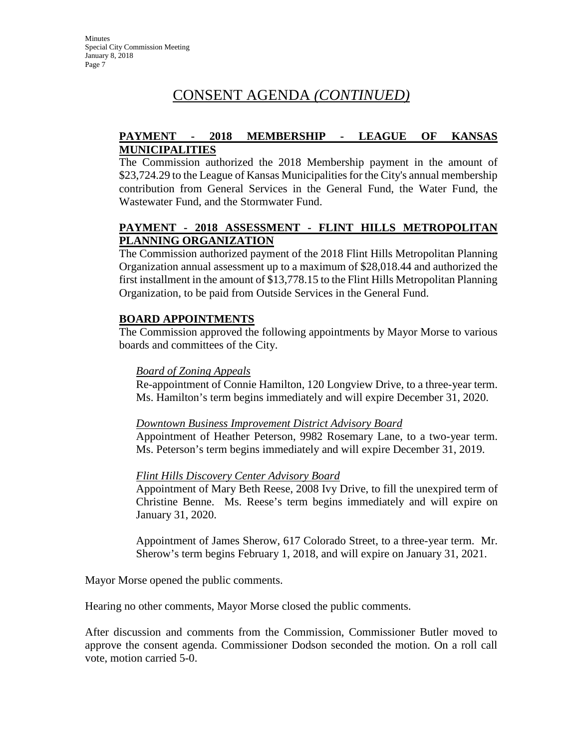# CONSENT AGENDA *(CONTINUED)*

**PAYMENT - 2018 MEMBERSHIP - LEAGUE OF KANSAS MUNICIPALITIES**

The Commission authorized the 2018 Membership payment in the amount of $23,724.29 to the League of Kansas Municipalities for the City's annual membership contribution from General Services in the General Fund, the Water Fund, the Wastewater Fund, and the Stormwater Fund.

**PAYMENT - 2018 ASSESSMENT - FLINT HILLS METROPOLITAN PLANNING ORGANIZATION**

The Commission authorized payment of the 2018 Flint Hills Metropolitan Planning Organization annual assessment up to a maximum of $28,018.44 and authorized the first installment in the amount of $13,778.15 to the Flint Hills Metropolitan Planning Organization, to be paid from Outside Services in the General Fund.

**BOARD APPOINTMENTS**

The Commission approved the following appointments by Mayor Morse to various boards and committees of the City.

*Board of Zoning Appeals*

Re-appointment of Connie Hamilton, 120 Longview Drive, to a three-year term. Ms. Hamilton's term begins immediately and will expire December 31, 2020.

*Downtown Business Improvement District Advisory Board*

Appointment of Heather Peterson, 9982 Rosemary Lane, to a two-year term. Ms. Peterson's term begins immediately and will expire December 31, 2019.

*Flint Hills Discovery Center Advisory Board*

Appointment of Mary Beth Reese, 2008 Ivy Drive, to fill the unexpired term of Christine Benne. Ms. Reese's term begins immediately and will expire on January 31, 2020.

Appointment of James Sherow, 617 Colorado Street, to a three-year term. Mr. Sherow's term begins February 1, 2018, and will expire on January 31, 2021.

Mayor Morse opened the public comments.

Hearing no other comments, Mayor Morse closed the public comments.

After discussion and comments from the Commission, Commissioner Butler moved to approve the consent agenda. Commissioner Dodson seconded the motion. On a roll call vote, motion carried 5-0.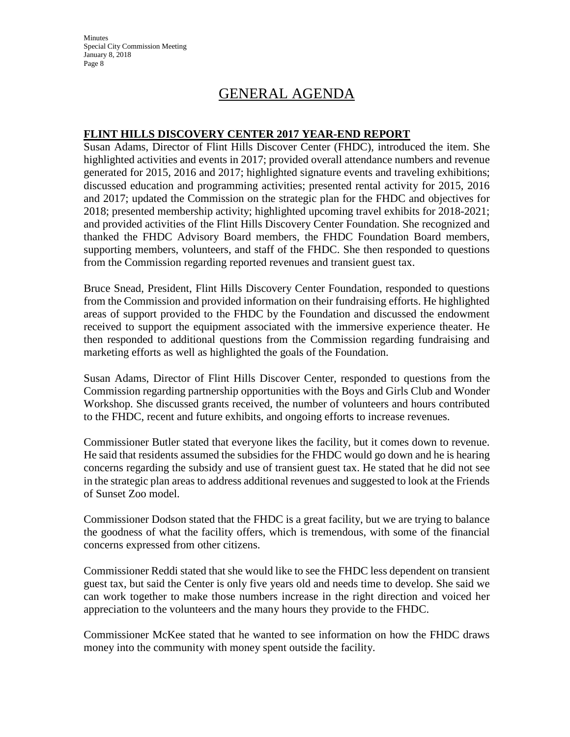# GENERAL AGENDA

## FLINT HILLS DISCOVERY CENTER 2017 YEAR-END REPORT

Susan Adams, Director of Flint Hills Discover Center (FHDC), introduced the item. She highlighted activities and events in 2017; provided overall attendance numbers and revenue generated for 2015, 2016 and 2017; highlighted signature events and traveling exhibitions; discussed education and programming activities; presented rental activity for 2015, 2016 and 2017; updated the Commission on the strategic plan for the FHDC and objectives for 2018; presented membership activity; highlighted upcoming travel exhibits for 2018-2021; and provided activities of the Flint Hills Discovery Center Foundation. She recognized and thanked the FHDC Advisory Board members, the FHDC Foundation Board members, supporting members, volunteers, and staff of the FHDC. She then responded to questions from the Commission regarding reported revenues and transient guest tax.

Bruce Snead, President, Flint Hills Discovery Center Foundation, responded to questions from the Commission and provided information on their fundraising efforts. He highlighted areas of support provided to the FHDC by the Foundation and discussed the endowment received to support the equipment associated with the immersive experience theater. He then responded to additional questions from the Commission regarding fundraising and marketing efforts as well as highlighted the goals of the Foundation.

Susan Adams, Director of Flint Hills Discover Center, responded to questions from the Commission regarding partnership opportunities with the Boys and Girls Club and Wonder Workshop. She discussed grants received, the number of volunteers and hours contributed to the FHDC, recent and future exhibits, and ongoing efforts to increase revenues.

Commissioner Butler stated that everyone likes the facility, but it comes down to revenue. He said that residents assumed the subsidies for the FHDC would go down and he is hearing concerns regarding the subsidy and use of transient guest tax. He stated that he did not see in the strategic plan areas to address additional revenues and suggested to look at the Friends of Sunset Zoo model.

Commissioner Dodson stated that the FHDC is a great facility, but we are trying to balance the goodness of what the facility offers, which is tremendous, with some of the financial concerns expressed from other citizens.

Commissioner Reddi stated that she would like to see the FHDC less dependent on transient guest tax, but said the Center is only five years old and needs time to develop. She said we can work together to make those numbers increase in the right direction and voiced her appreciation to the volunteers and the many hours they provide to the FHDC.

Commissioner McKee stated that he wanted to see information on how the FHDC draws money into the community with money spent outside the facility.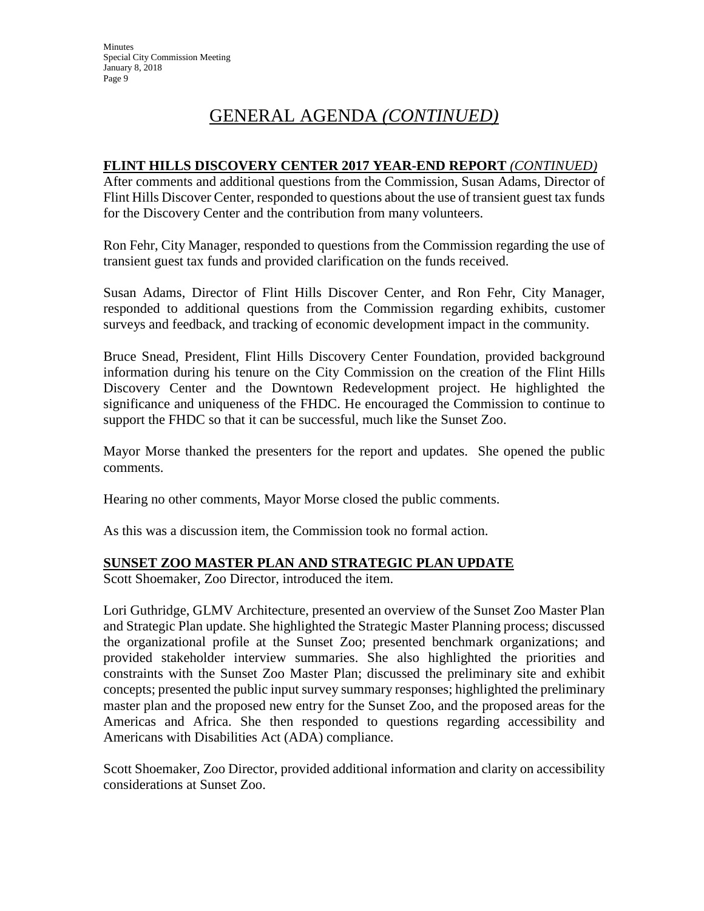# GENERAL AGENDA *(CONTINUED)*

**FLINT HILLS DISCOVERY CENTER 2017 YEAR-END REPORT** *(CONTINUED)*

After comments and additional questions from the Commission, Susan Adams, Director of Flint Hills Discover Center, responded to questions about the use of transient guest tax funds for the Discovery Center and the contribution from many volunteers.

Ron Fehr, City Manager, responded to questions from the Commission regarding the use of transient guest tax funds and provided clarification on the funds received.

Susan Adams, Director of Flint Hills Discover Center, and Ron Fehr, City Manager, responded to additional questions from the Commission regarding exhibits, customer surveys and feedback, and tracking of economic development impact in the community.

Bruce Snead, President, Flint Hills Discovery Center Foundation, provided background information during his tenure on the City Commission on the creation of the Flint Hills Discovery Center and the Downtown Redevelopment project. He highlighted the significance and uniqueness of the FHDC. He encouraged the Commission to continue to support the FHDC so that it can be successful, much like the Sunset Zoo.

Mayor Morse thanked the presenters for the report and updates. She opened the public comments.

Hearing no other comments, Mayor Morse closed the public comments.

As this was a discussion item, the Commission took no formal action.

**SUNSET ZOO MASTER PLAN AND STRATEGIC PLAN UPDATE**

Scott Shoemaker, Zoo Director, introduced the item.

Lori Guthridge, GLMV Architecture, presented an overview of the Sunset Zoo Master Plan and Strategic Plan update. She highlighted the Strategic Master Planning process; discussed the organizational profile at the Sunset Zoo; presented benchmark organizations; and provided stakeholder interview summaries. She also highlighted the priorities and constraints with the Sunset Zoo Master Plan; discussed the preliminary site and exhibit concepts; presented the public input survey summary responses; highlighted the preliminary master plan and the proposed new entry for the Sunset Zoo, and the proposed areas for the Americas and Africa. She then responded to questions regarding accessibility and Americans with Disabilities Act (ADA) compliance.

Scott Shoemaker, Zoo Director, provided additional information and clarity on accessibility considerations at Sunset Zoo.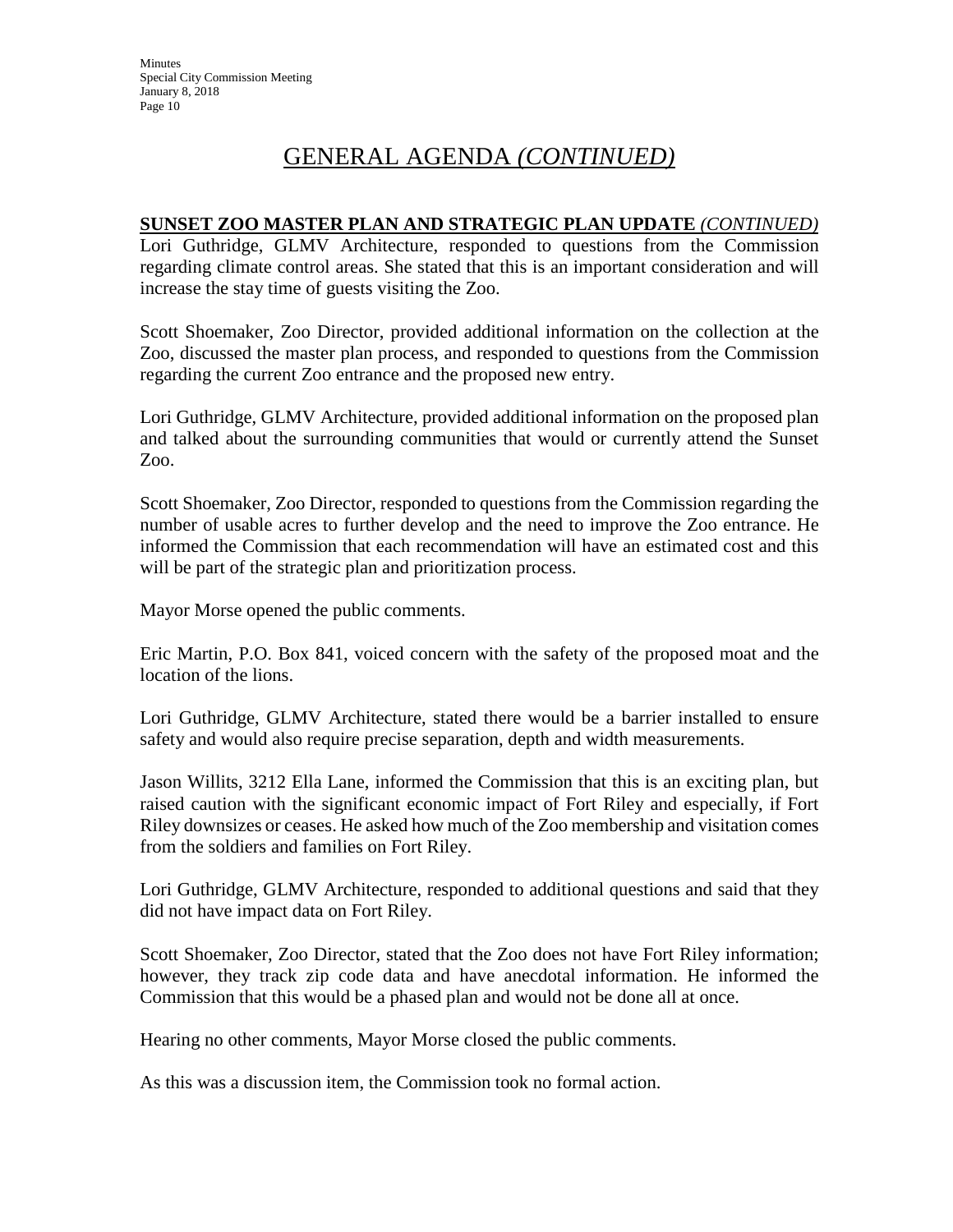# GENERAL AGENDA *(CONTINUED)*

**SUNSET ZOO MASTER PLAN AND STRATEGIC PLAN UPDATE** *(CONTINUED)*
Lori Guthridge, GLMV Architecture, responded to questions from the Commission regarding climate control areas. She stated that this is an important consideration and will increase the stay time of guests visiting the Zoo.

Scott Shoemaker, Zoo Director, provided additional information on the collection at the Zoo, discussed the master plan process, and responded to questions from the Commission regarding the current Zoo entrance and the proposed new entry.

Lori Guthridge, GLMV Architecture, provided additional information on the proposed plan and talked about the surrounding communities that would or currently attend the Sunset Zoo.

Scott Shoemaker, Zoo Director, responded to questions from the Commission regarding the number of usable acres to further develop and the need to improve the Zoo entrance. He informed the Commission that each recommendation will have an estimated cost and this will be part of the strategic plan and prioritization process.

Mayor Morse opened the public comments.

Eric Martin, P.O. Box 841, voiced concern with the safety of the proposed moat and the location of the lions.

Lori Guthridge, GLMV Architecture, stated there would be a barrier installed to ensure safety and would also require precise separation, depth and width measurements.

Jason Willits, 3212 Ella Lane, informed the Commission that this is an exciting plan, but raised caution with the significant economic impact of Fort Riley and especially, if Fort Riley downsizes or ceases. He asked how much of the Zoo membership and visitation comes from the soldiers and families on Fort Riley.

Lori Guthridge, GLMV Architecture, responded to additional questions and said that they did not have impact data on Fort Riley.

Scott Shoemaker, Zoo Director, stated that the Zoo does not have Fort Riley information; however, they track zip code data and have anecdotal information. He informed the Commission that this would be a phased plan and would not be done all at once.

Hearing no other comments, Mayor Morse closed the public comments.

As this was a discussion item, the Commission took no formal action.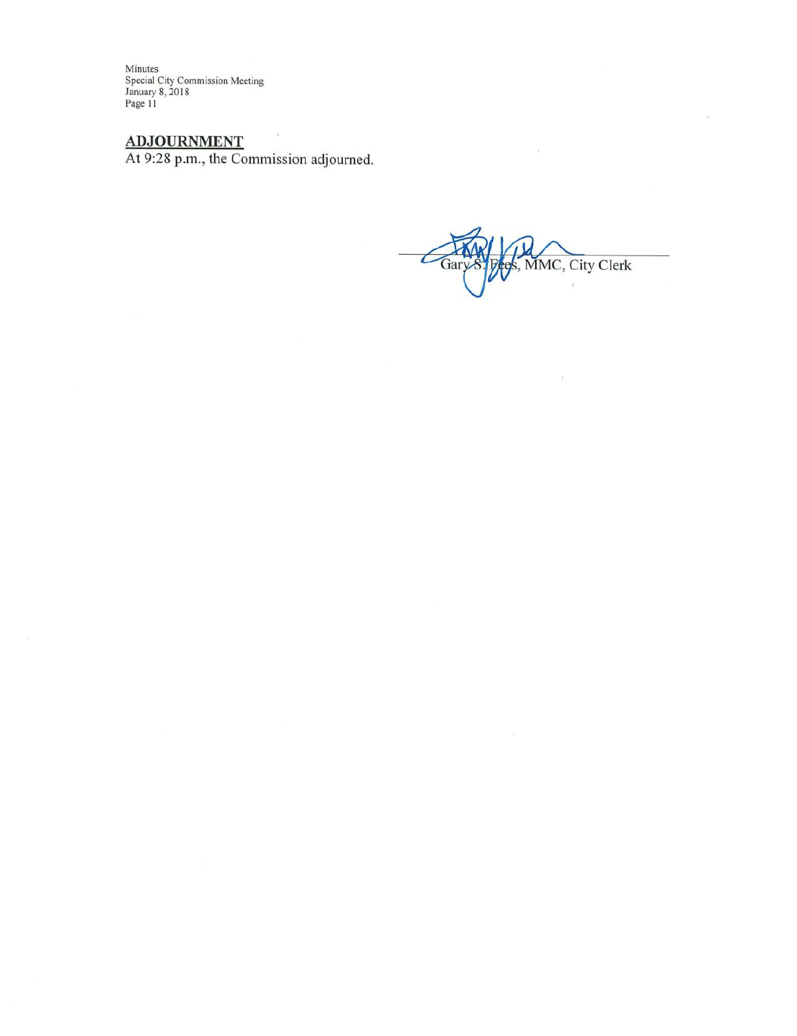## ADJOURNMENT

At 9:28 p.m., the Commission adjourned.

Gary S. Fees, MMC, City Clerk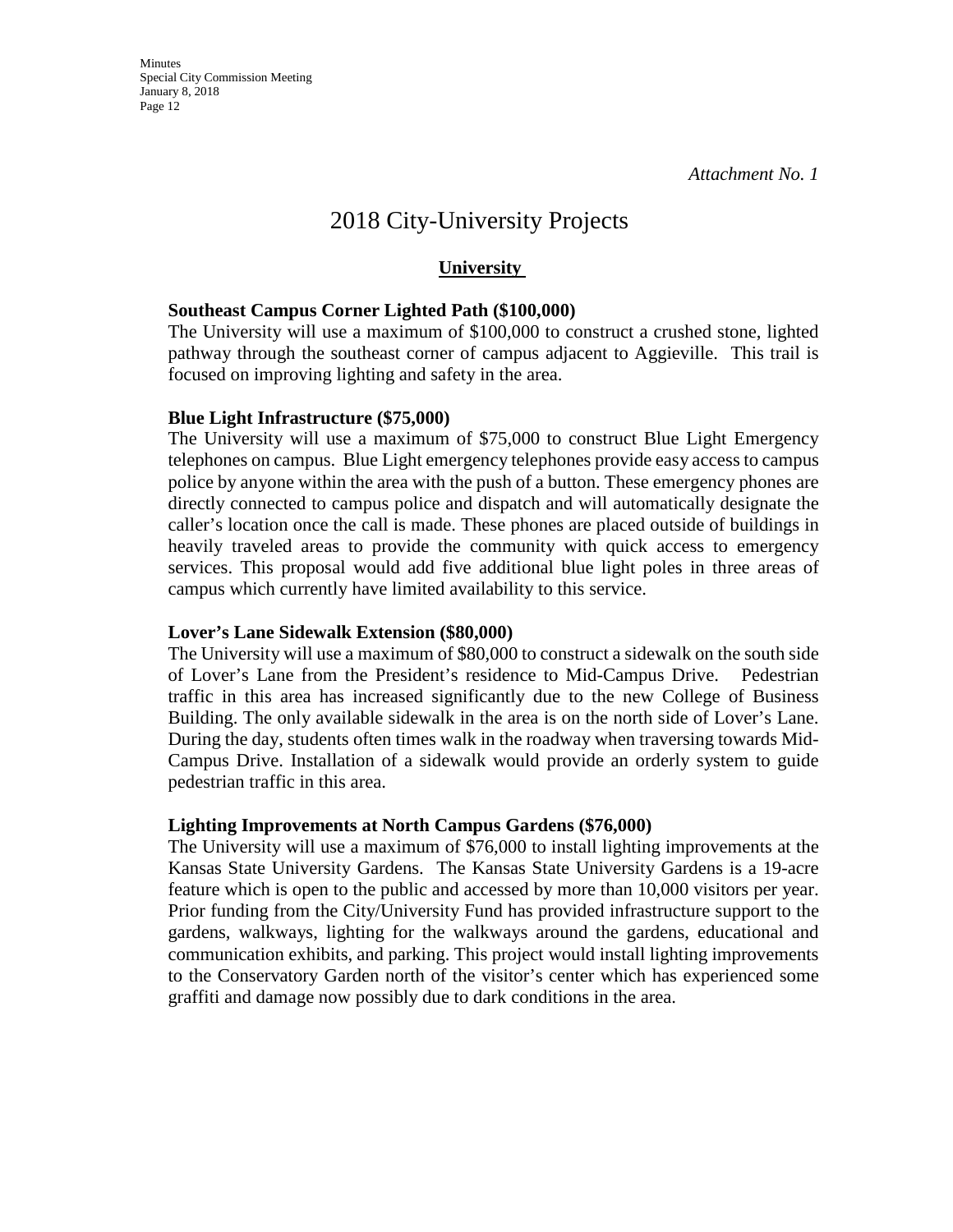*Attachment No. 1*

# 2018 City-University Projects

## University

**Southeast Campus Corner Lighted Path ($100,000)**
The University will use a maximum of $100,000 to construct a crushed stone, lighted pathway through the southeast corner of campus adjacent to Aggieville. This trail is focused on improving lighting and safety in the area.

**Blue Light Infrastructure ($75,000)**
The University will use a maximum of $75,000 to construct Blue Light Emergency telephones on campus. Blue Light emergency telephones provide easy access to campus police by anyone within the area with the push of a button. These emergency phones are directly connected to campus police and dispatch and will automatically designate the caller's location once the call is made. These phones are placed outside of buildings in heavily traveled areas to provide the community with quick access to emergency services. This proposal would add five additional blue light poles in three areas of campus which currently have limited availability to this service.

**Lover's Lane Sidewalk Extension ($80,000)**
The University will use a maximum of $80,000 to construct a sidewalk on the south side of Lover's Lane from the President's residence to Mid-Campus Drive. Pedestrian traffic in this area has increased significantly due to the new College of Business Building. The only available sidewalk in the area is on the north side of Lover's Lane. During the day, students often times walk in the roadway when traversing towards Mid-Campus Drive. Installation of a sidewalk would provide an orderly system to guide pedestrian traffic in this area.

**Lighting Improvements at North Campus Gardens ($76,000)**
The University will use a maximum of $76,000 to install lighting improvements at the Kansas State University Gardens. The Kansas State University Gardens is a 19-acre feature which is open to the public and accessed by more than 10,000 visitors per year. Prior funding from the City/University Fund has provided infrastructure support to the gardens, walkways, lighting for the walkways around the gardens, educational and communication exhibits, and parking. This project would install lighting improvements to the Conservatory Garden north of the visitor's center which has experienced some graffiti and damage now possibly due to dark conditions in the area.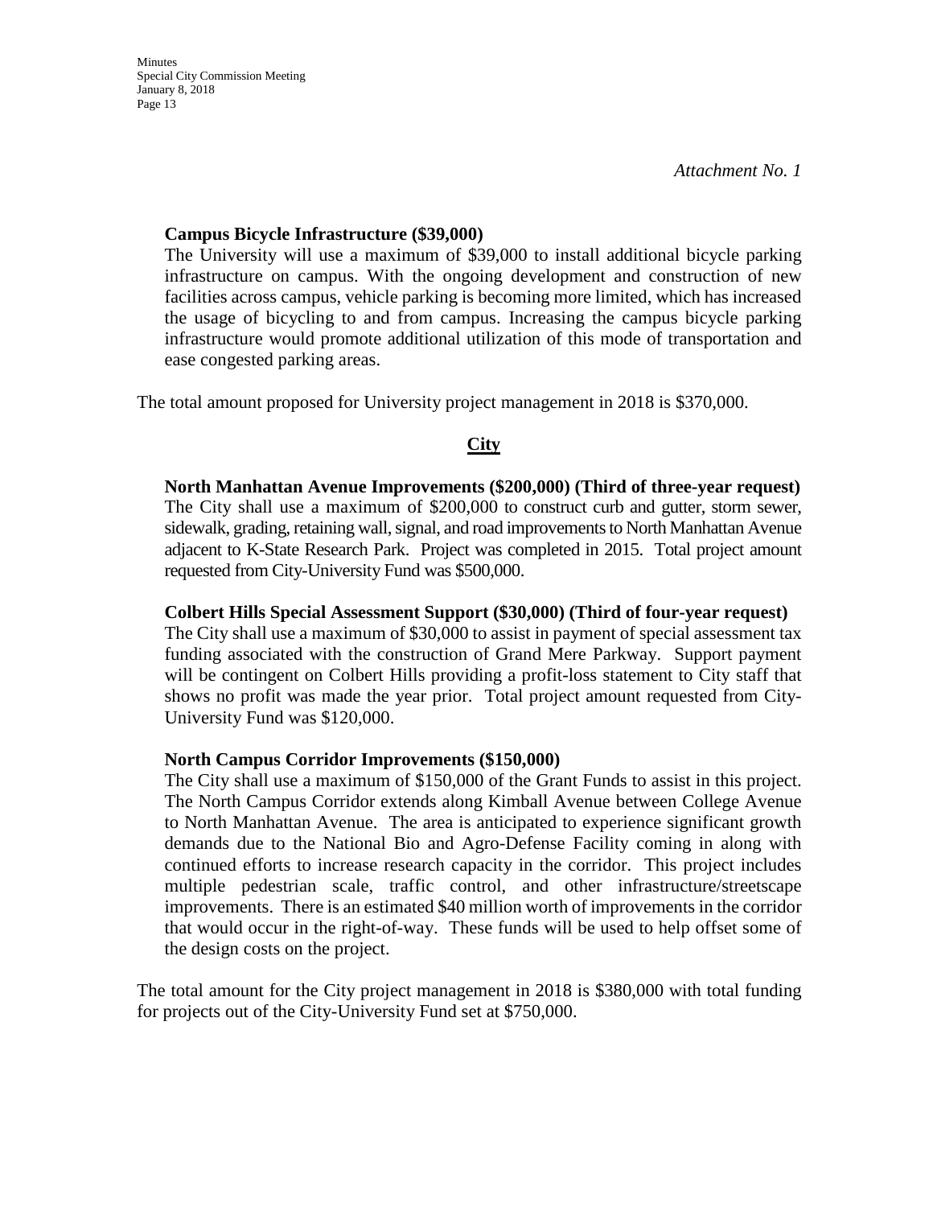*Attachment No. 1*

**Campus Bicycle Infrastructure ($39,000)**
The University will use a maximum of $39,000 to install additional bicycle parking infrastructure on campus. With the ongoing development and construction of new facilities across campus, vehicle parking is becoming more limited, which has increased the usage of bicycling to and from campus. Increasing the campus bicycle parking infrastructure would promote additional utilization of this mode of transportation and ease congested parking areas.

The total amount proposed for University project management in 2018 is $370,000.

## City

**North Manhattan Avenue Improvements ($200,000) (Third of three-year request)**
The City shall use a maximum of $200,000 to construct curb and gutter, storm sewer, sidewalk, grading, retaining wall, signal, and road improvements to North Manhattan Avenue adjacent to K-State Research Park. Project was completed in 2015. Total project amount requested from City-University Fund was $500,000.

**Colbert Hills Special Assessment Support ($30,000) (Third of four-year request)**
The City shall use a maximum of $30,000 to assist in payment of special assessment tax funding associated with the construction of Grand Mere Parkway. Support payment will be contingent on Colbert Hills providing a profit-loss statement to City staff that shows no profit was made the year prior. Total project amount requested from City-University Fund was $120,000.

**North Campus Corridor Improvements ($150,000)**
The City shall use a maximum of $150,000 of the Grant Funds to assist in this project. The North Campus Corridor extends along Kimball Avenue between College Avenue to North Manhattan Avenue. The area is anticipated to experience significant growth demands due to the National Bio and Agro-Defense Facility coming in along with continued efforts to increase research capacity in the corridor. This project includes multiple pedestrian scale, traffic control, and other infrastructure/streetscape improvements. There is an estimated $40 million worth of improvements in the corridor that would occur in the right-of-way. These funds will be used to help offset some of the design costs on the project.

The total amount for the City project management in 2018 is $380,000 with total funding for projects out of the City-University Fund set at $750,000.